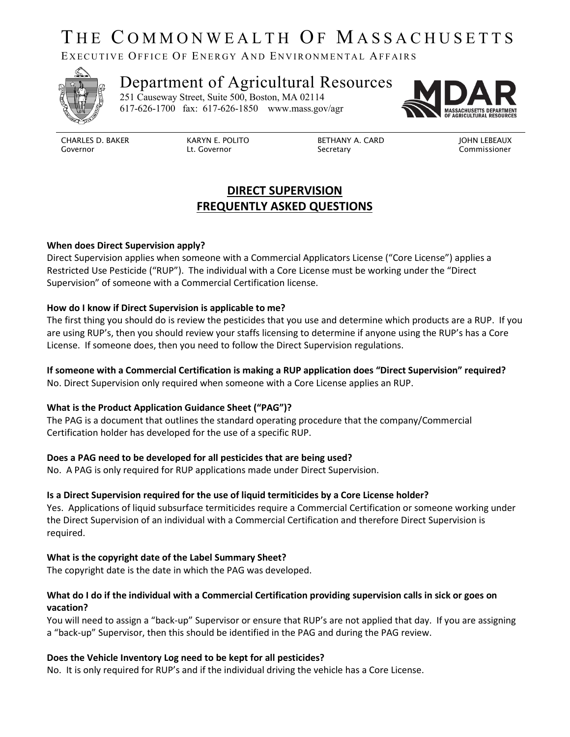# THE COMMONWEALTH OF MASSACHUSETTS

EXECUTIVE OFFICE OF ENERGY AND ENVIRONMENTAL AFFAIRS

## Department of Agricultural Resources

251 Causeway Street, Suite 500, Boston, MA 02114
617-626-1700 fax: 617-626-1850 www.mass.gov/agr

MDAR
MASSACHUSETTS DEPARTMENT OF AGRICULTURAL RESOURCES

| CHARLES D. BAKER | KARYN E. POLITO | BETHANY A. CARD | JOHN LEBEAUX |
|---|---|---|---|
| Governor | Lt. Governor | Secretary | Commissioner |

## DIRECT SUPERVISION FREQUENTLY ASKED QUESTIONS

**When does Direct Supervision apply?**
Direct Supervision applies when someone with a Commercial Applicators License ("Core License") applies a Restricted Use Pesticide ("RUP"). The individual with a Core License must be working under the "Direct Supervision" of someone with a Commercial Certification license.

**How do I know if Direct Supervision is applicable to me?**
The first thing you should do is review the pesticides that you use and determine which products are a RUP. If you are using RUP's, then you should review your staffs licensing to determine if anyone using the RUP's has a Core License. If someone does, then you need to follow the Direct Supervision regulations.

**If someone with a Commercial Certification is making a RUP application does "Direct Supervision" required?**
No. Direct Supervision only required when someone with a Core License applies an RUP.

**What is the Product Application Guidance Sheet ("PAG")?**
The PAG is a document that outlines the standard operating procedure that the company/Commercial Certification holder has developed for the use of a specific RUP.

**Does a PAG need to be developed for all pesticides that are being used?**
No. A PAG is only required for RUP applications made under Direct Supervision.

**Is a Direct Supervision required for the use of liquid termiticides by a Core License holder?**
Yes. Applications of liquid subsurface termiticides require a Commercial Certification or someone working under the Direct Supervision of an individual with a Commercial Certification and therefore Direct Supervision is required.

**What is the copyright date of the Label Summary Sheet?**
The copyright date is the date in which the PAG was developed.

**What do I do if the individual with a Commercial Certification providing supervision calls in sick or goes on vacation?**
You will need to assign a "back-up" Supervisor or ensure that RUP's are not applied that day. If you are assigning a "back-up" Supervisor, then this should be identified in the PAG and during the PAG review.

**Does the Vehicle Inventory Log need to be kept for all pesticides?**
No. It is only required for RUP's and if the individual driving the vehicle has a Core License.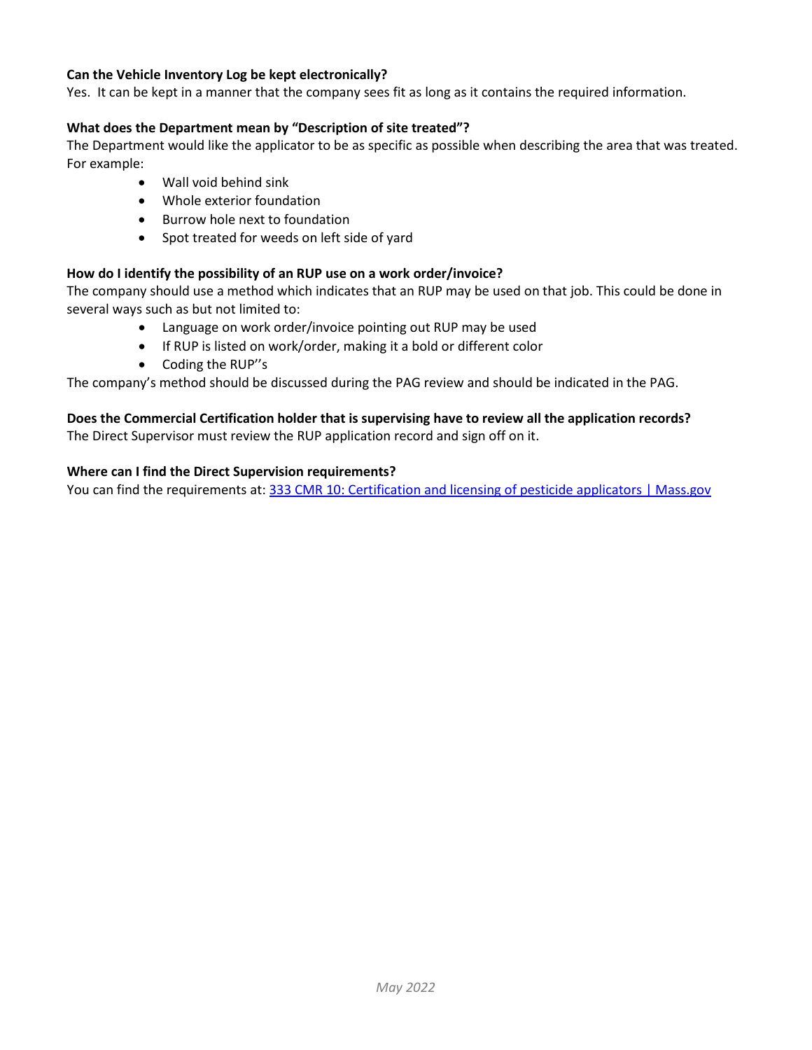**Can the Vehicle Inventory Log be kept electronically?**

Yes. It can be kept in a manner that the company sees fit as long as it contains the required information.

**What does the Department mean by "Description of site treated"?**

The Department would like the applicator to be as specific as possible when describing the area that was treated. For example:

- Wall void behind sink
- Whole exterior foundation
- Burrow hole next to foundation
- Spot treated for weeds on left side of yard

**How do I identify the possibility of an RUP use on a work order/invoice?**

The company should use a method which indicates that an RUP may be used on that job. This could be done in several ways such as but not limited to:

- Language on work order/invoice pointing out RUP may be used
- If RUP is listed on work/order, making it a bold or different color
- Coding the RUP''s

The company's method should be discussed during the PAG review and should be indicated in the PAG.

**Does the Commercial Certification holder that is supervising have to review all the application records?**

The Direct Supervisor must review the RUP application record and sign off on it.

**Where can I find the Direct Supervision requirements?**

You can find the requirements at: [333 CMR 10: Certification and licensing of pesticide applicators | Mass.gov]()

*May 2022*